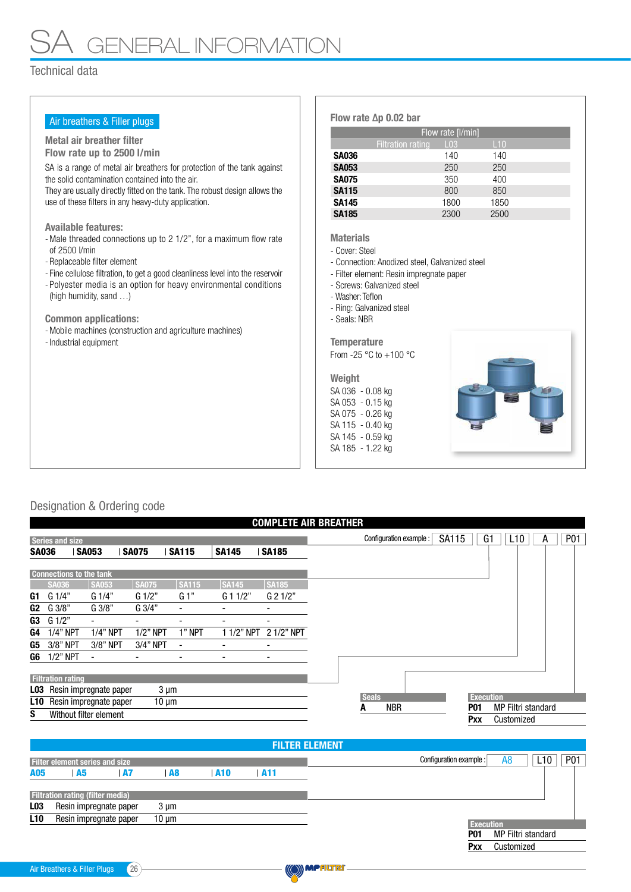# SA GENERAL INFORMATION

## Technical data

### Air breathers & Filler plugs

**Metal air breather filter**
**Flow rate up to 2500 l/min**

SA is a range of metal air breathers for protection of the tank against the solid contamination contained into the air.
They are usually directly fitted on the tank. The robust design allows the use of these filters in any heavy-duty application.

**Available features:**

- Male threaded connections up to 2 1/2", for a maximum flow rate of 2500 l/min
- Replaceable filter element
- Fine cellulose filtration, to get a good cleanliness level into the reservoir
- Polyester media is an option for heavy environmental conditions (high humidity, sand …)

**Common applications:**

- Mobile machines (construction and agriculture machines)
- Industrial equipment

**Flow rate Δp 0.02 bar**

| Filtration rating | Flow rate [l/min] L03 | Flow rate [l/min] L10 |
|---|---|---|
| **SA036** | 140 | 140 |
| **SA053** | 250 | 250 |
| **SA075** | 350 | 400 |
| **SA115** | 800 | 850 |
| **SA145** | 1800 | 1850 |
| **SA185** | 2300 | 2500 |

**Materials**

- Cover: Steel
- Connection: Anodized steel, Galvanized steel
- Filter element: Resin impregnate paper
- Screws: Galvanized steel
- Washer: Teflon
- Ring: Galvanized steel
- Seals: NBR

**Temperature**

From -25 °C to +100 °C

**Weight**

SA 036 - 0.08 kg
SA 053 - 0.15 kg
SA 075 - 0.26 kg
SA 115 - 0.40 kg
SA 145 - 0.59 kg
SA 185 - 1.22 kg

## Designation & Ordering code

### COMPLETE AIR BREATHER

Configuration example: SA115 | G1 | L10 | A | P01

**Series and size**

SA036 | SA053 | SA075 | SA115 | SA145 | SA185

**Connections to the tank**

| | SA036 | SA053 | SA075 | SA115 | SA145 | SA185 |
|---|---|---|---|---|---|---|
| **G1** | G 1/4" | G 1/4" | G 1/2" | G 1" | G 1 1/2" | G 2 1/2" |
| **G2** | G 3/8" | G 3/8" | G 3/4" | - | - | - |
| **G3** | G 1/2" | - | - | - | - | - |
| **G4** | 1/4" NPT | 1/4" NPT | 1/2" NPT | 1" NPT | 1 1/2" NPT | 2 1/2" NPT |
| **G5** | 3/8" NPT | 3/8" NPT | 3/4" NPT | - | - | - |
| **G6** | 1/2" NPT | - | - | - | - | - |

**Filtration rating**

| | | |
|---|---|---|
| **L03** | Resin impregnate paper | 3 μm |
| **L10** | Resin impregnate paper | 10 μm |
| **S** | Without filter element | |

**Seals**

| | |
|---|---|
| **A** | NBR |

**Execution**

| | |
|---|---|
| **P01** | MP Filtri standard |
| **Pxx** | Customized |

### FILTER ELEMENT

Configuration example: A8 | L10 | P01

**Filter element series and size**

A05 | A5 | A7 | A8 | A10 | A11

**Filtration rating (filter media)**

| | | |
|---|---|---|
| **L03** | Resin impregnate paper | 3 μm |
| **L10** | Resin impregnate paper | 10 μm |

**Execution**

| | |
|---|---|
| **P01** | MP Filtri standard |
| **Pxx** | Customized |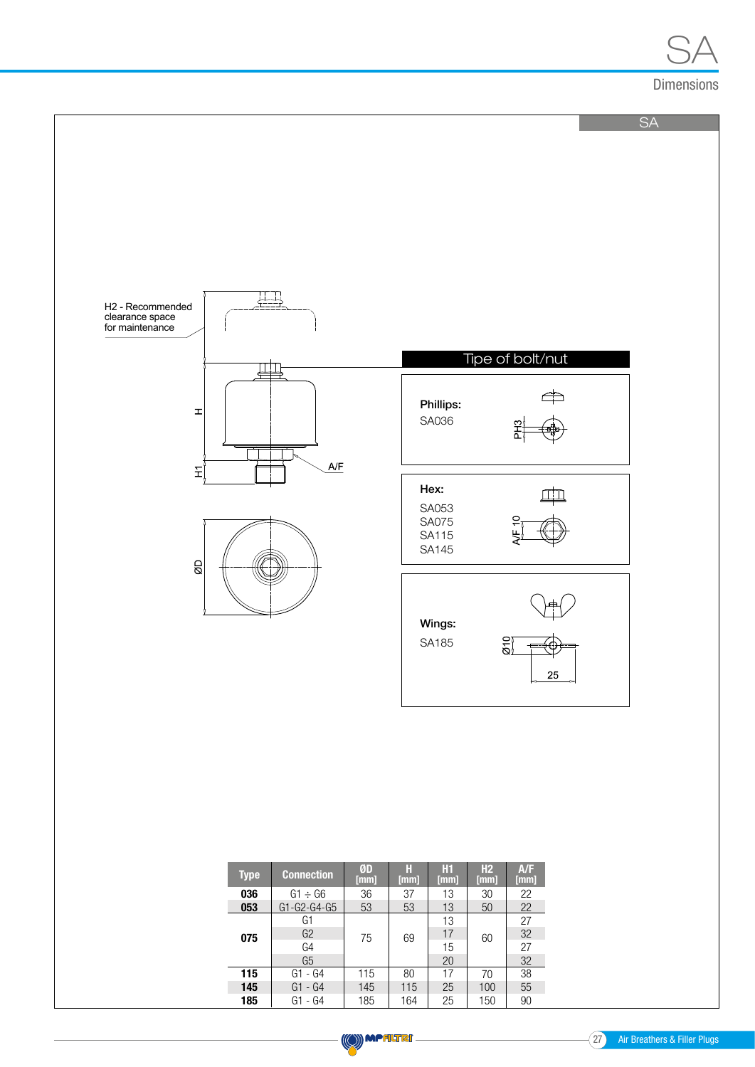# SA

## Dimensions

SA

H2 - Recommended clearance space for maintenance

H

H1

A/F

ØD

### Tipe of bolt/nut

**Phillips:**
SA036

PH3

**Hex:**
SA053
SA075
SA115
SA145

A/F 10

**Wings:**
SA185

Ø10

25

| Type | Connection | ØD [mm] | H [mm] | H1 [mm] | H2 [mm] | A/F [mm] |
|---|---|---|---|---|---|---|
| **036** | G1 ÷ G6 | 36 | 37 | 13 | 30 | 22 |
| **053** | G1-G2-G4-G5 | 53 | 53 | 13 | 50 | 22 |
| **075** | G1 | 75 | 69 | 13 | 60 | 27 |
| | G2 | | | 17 | | 32 |
| | G4 | | | 15 | | 27 |
| | G5 | | | 20 | | 32 |
| **115** | G1 - G4 | 115 | 80 | 17 | 70 | 38 |
| **145** | G1 - G4 | 145 | 115 | 25 | 100 | 55 |
| **185** | G1 - G4 | 185 | 164 | 25 | 150 | 90 |